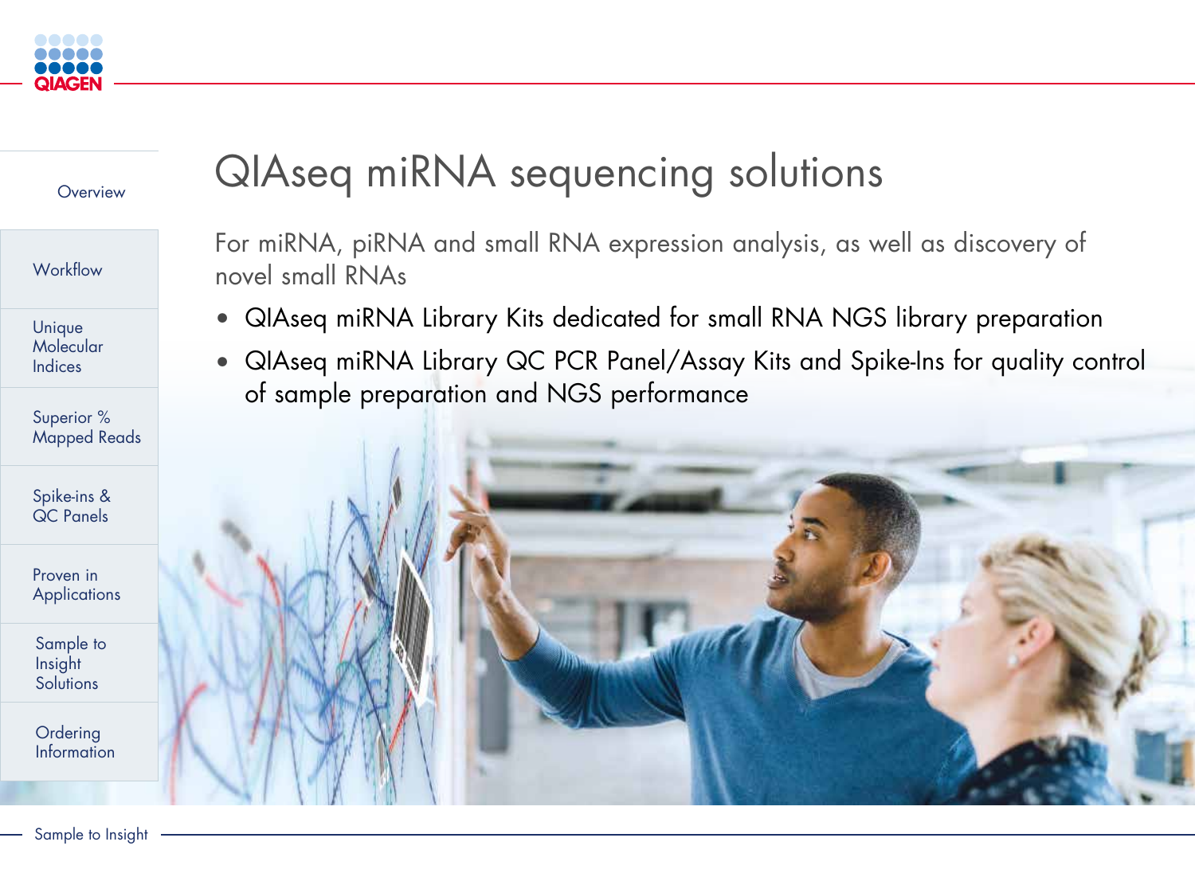# QIAseq miRNA sequencing solutions

For miRNA, piRNA and small RNA expression analysis, as well as discovery of novel small RNAs

- QIAseq miRNA Library Kits dedicated for small RNA NGS library preparation
- QIAseq miRNA Library QC PCR Panel/Assay Kits and Spike-Ins for quality control of sample preparation and NGS performance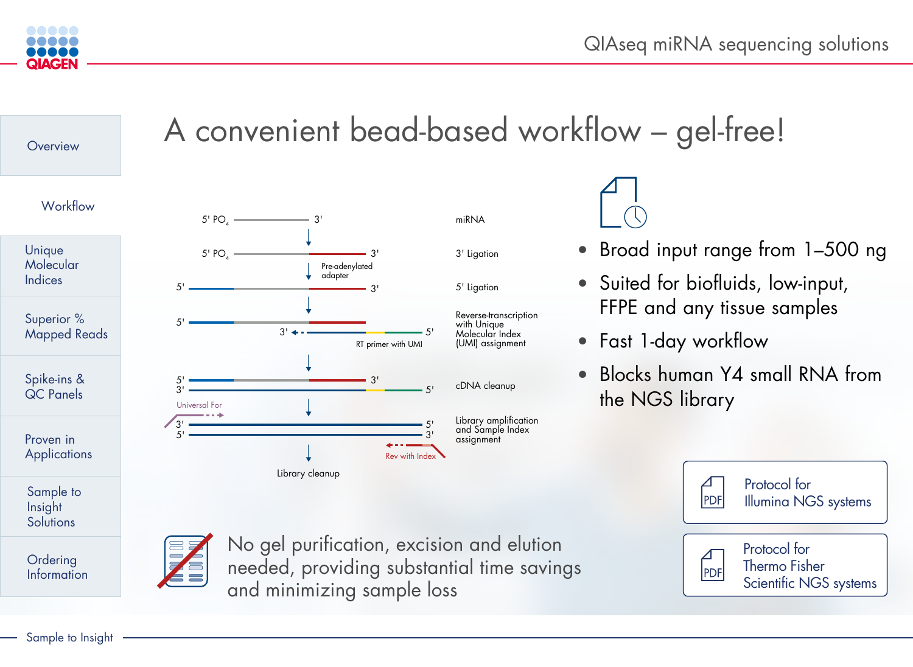# A convenient bead-based workflow – gel-free!

- Overview
- Workflow
- Unique Molecular Indices
- Superior % Mapped Reads
- Spike-ins & QC Panels
- Proven in Applications
- Sample to Insight Solutions
- Ordering Information

5' $PO_4$ — 3' miRNA

5' $PO_4$ — 3' 3' Ligation

Pre-adenylated adapter

5' — 3' 5' Ligation

5' / 3' ← — 5' RT primer with UMI — Reverse-transcription with Unique Molecular Index (UMI) assignment

5' — 3' / 3' — 5' cDNA cleanup

Universal For

3' — 5' / 5' — 3' Library amplification and Sample Index assignment

Rev with Index

Library cleanup

- Broad input range from 1–500 ng
- Suited for biofluids, low-input, FFPE and any tissue samples
- Fast 1-day workflow
- Blocks human Y4 small RNA from the NGS library

No gel purification, excision and elution needed, providing substantial time savings and minimizing sample loss

PDF Protocol for Illumina NGS systems

PDF Protocol for Thermo Fisher Scientific NGS systems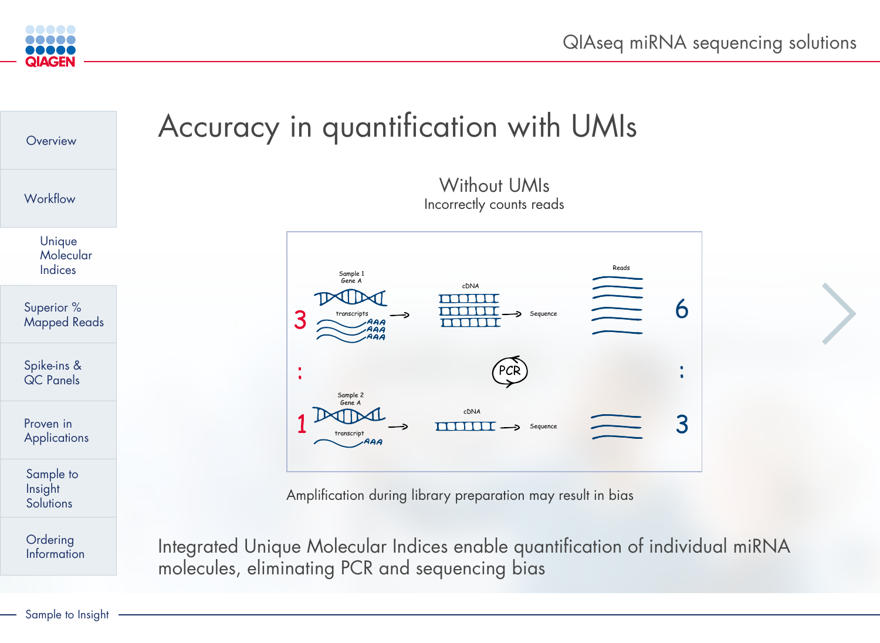# Accuracy in quantification with UMIs

Without UMIs
Incorrectly counts reads

Amplification during library preparation may result in bias

Integrated Unique Molecular Indices enable quantification of individual miRNA molecules, eliminating PCR and sequencing bias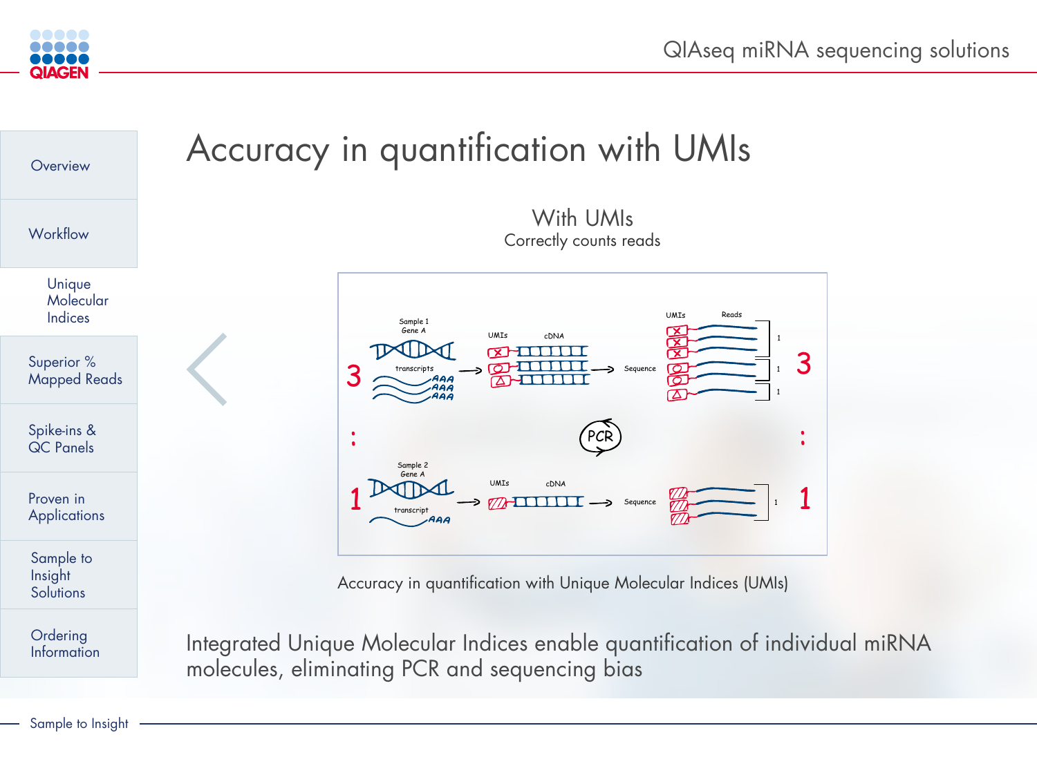# Accuracy in quantification with UMIs

With UMIs

Correctly counts reads

Accuracy in quantification with Unique Molecular Indices (UMIs)

Integrated Unique Molecular Indices enable quantification of individual miRNA molecules, eliminating PCR and sequencing bias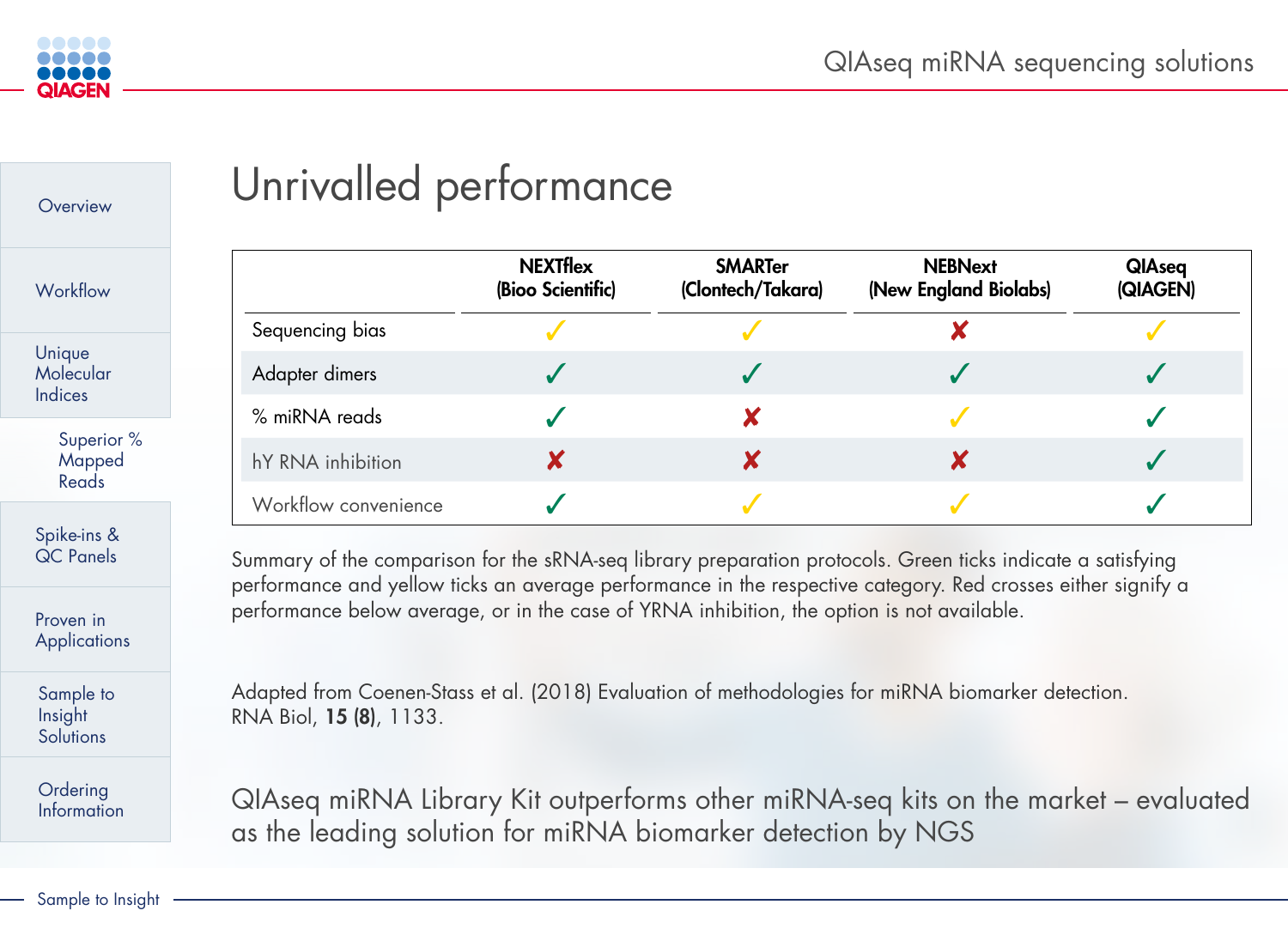# Unrivalled performance

| | NEXTflex (Bioo Scientific) | SMARTer (Clontech/Takara) | NEBNext (New England Biolabs) | QIAseq (QIAGEN) |
|---|---|---|---|---|
| Sequencing bias | ✓ (yellow) | ✓ (yellow) | ✗ (red) | ✓ (yellow) |
| Adapter dimers | ✓ (green) | ✓ (green) | ✓ (green) | ✓ (green) |
| % miRNA reads | ✓ (green) | ✗ (red) | ✓ (yellow) | ✓ (green) |
| hY RNA inhibition | ✗ (red) | ✗ (red) | ✗ (red) | ✓ (green) |
| Workflow convenience | ✓ (green) | ✓ (yellow) | ✓ (yellow) | ✓ (green) |

Summary of the comparison for the sRNA-seq library preparation protocols. Green ticks indicate a satisfying performance and yellow ticks an average performance in the respective category. Red crosses either signify a performance below average, or in the case of YRNA inhibition, the option is not available.

Adapted from Coenen-Stass et al. (2018) Evaluation of methodologies for miRNA biomarker detection. RNA Biol, **15 (8)**, 1133.

QIAseq miRNA Library Kit outperforms other miRNA-seq kits on the market – evaluated as the leading solution for miRNA biomarker detection by NGS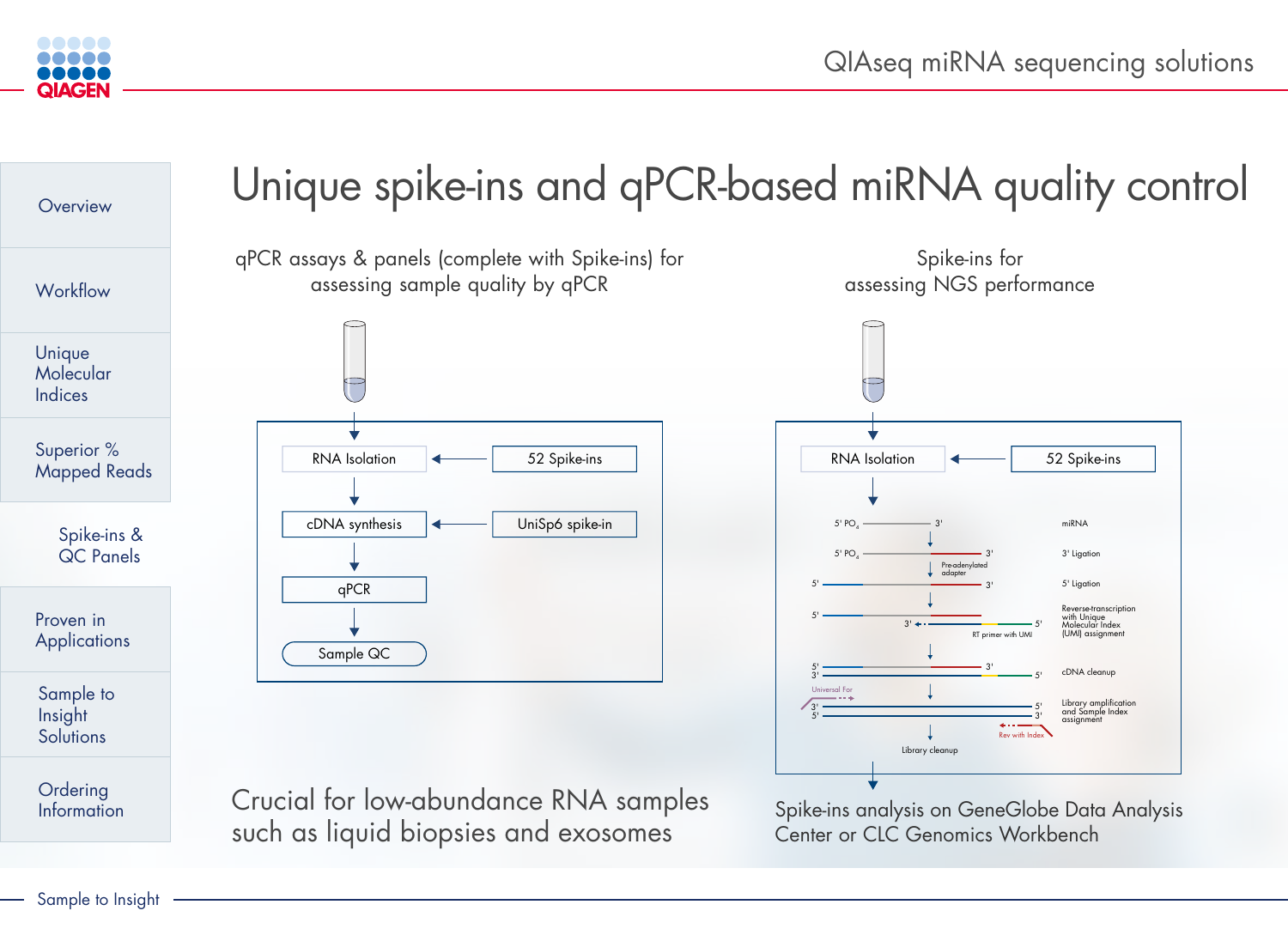# Unique spike-ins and qPCR-based miRNA quality control

## qPCR assays & panels (complete with Spike-ins) for assessing sample quality by qPCR

- RNA Isolation ← 52 Spike-ins
- cDNA synthesis ← UniSp6 spike-in
- qPCR
- Sample QC

Crucial for low-abundance RNA samples such as liquid biopsies and exosomes

## Spike-ins for assessing NGS performance

- RNA Isolation ← 52 Spike-ins
- miRNA (5' $PO_4$ — 3')
- 3' Ligation (Pre-adenylated adapter)
- 5' Ligation
- Reverse-transcription with Unique Molecular Index (UMI) assignment (RT primer with UMI)
- cDNA cleanup
- Library amplification and Sample Index assignment (Universal For; Rev with Index)
- Library cleanup

Spike-ins analysis on GeneGlobe Data Analysis Center or CLC Genomics Workbench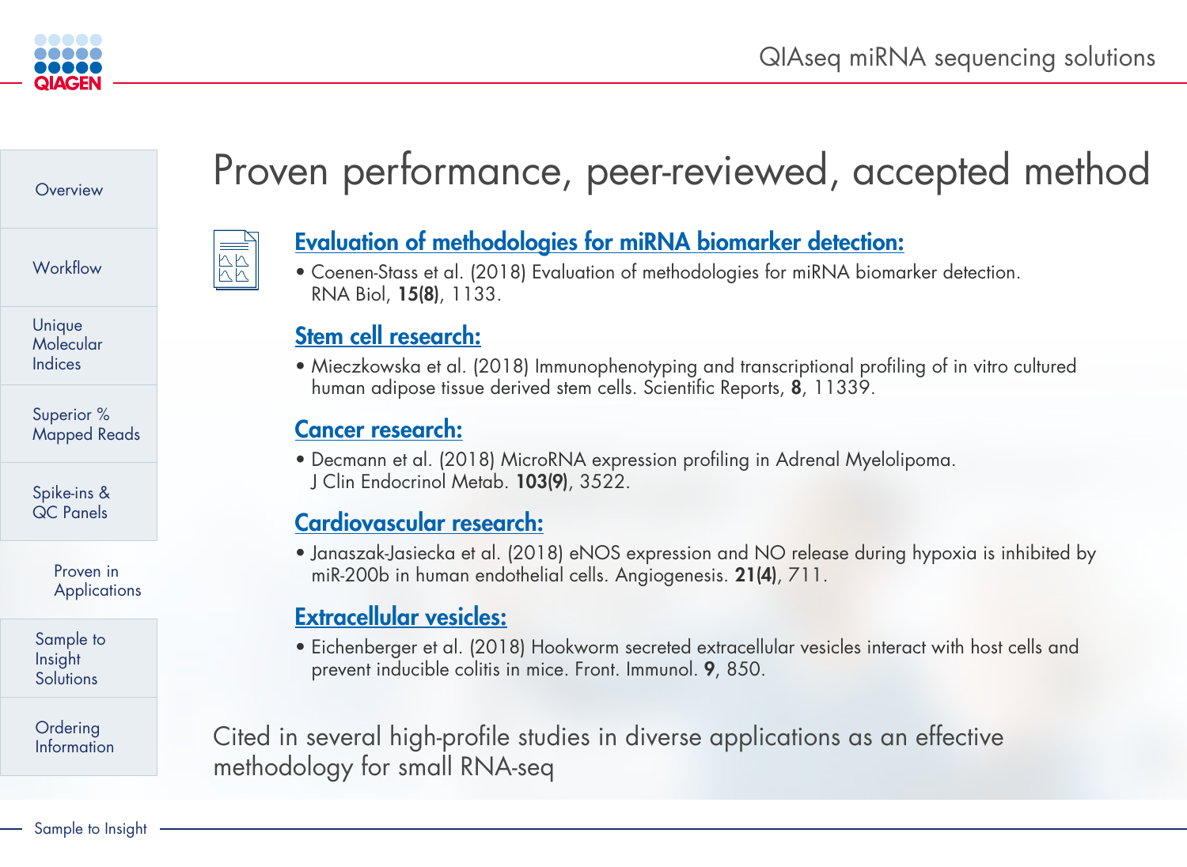# Proven performance, peer-reviewed, accepted method

## Evaluation of methodologies for miRNA biomarker detection:

- Coenen-Stass et al. (2018) Evaluation of methodologies for miRNA biomarker detection. RNA Biol, **15(8)**, 1133.

## Stem cell research:

- Mieczkowska et al. (2018) Immunophenotyping and transcriptional profiling of in vitro cultured human adipose tissue derived stem cells. Scientific Reports, **8**, 11339.

## Cancer research:

- Decmann et al. (2018) MicroRNA expression profiling in Adrenal Myelolipoma. J Clin Endocrinol Metab. **103(9)**, 3522.

## Cardiovascular research:

- Janaszak-Jasiecka et al. (2018) eNOS expression and NO release during hypoxia is inhibited by miR-200b in human endothelial cells. Angiogenesis. **21(4)**, 711.

## Extracellular vesicles:

- Eichenberger et al. (2018) Hookworm secreted extracellular vesicles interact with host cells and prevent inducible colitis in mice. Front. Immunol. **9**, 850.

Cited in several high-profile studies in diverse applications as an effective methodology for small RNA-seq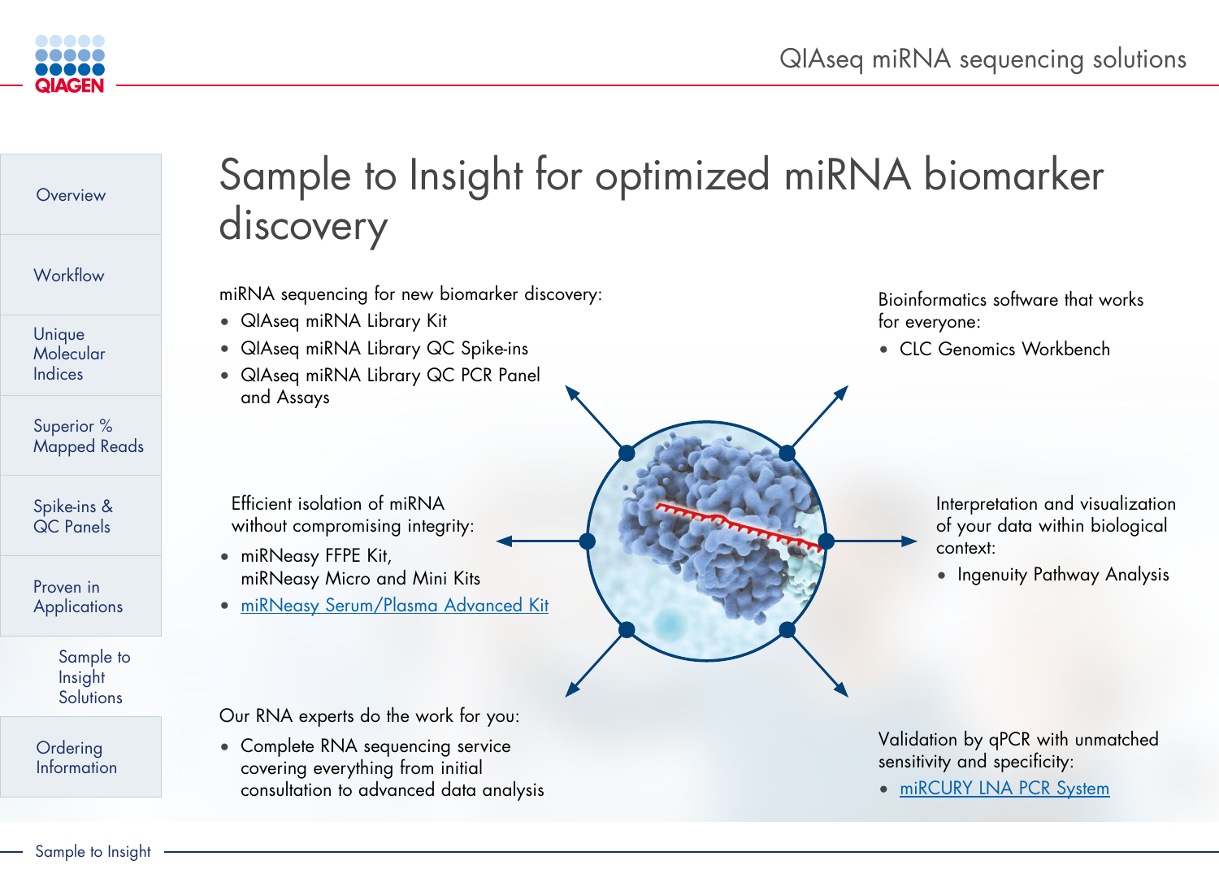# Sample to Insight for optimized miRNA biomarker discovery

miRNA sequencing for new biomarker discovery:

- QIAseq miRNA Library Kit
- QIAseq miRNA Library QC Spike-ins
- QIAseq miRNA Library QC PCR Panel and Assays

Bioinformatics software that works for everyone:

- CLC Genomics Workbench

Efficient isolation of miRNA without compromising integrity:

- miRNeasy FFPE Kit, miRNeasy Micro and Mini Kits
- miRNeasy Serum/Plasma Advanced Kit

Interpretation and visualization of your data within biological context:

- Ingenuity Pathway Analysis

Our RNA experts do the work for you:

- Complete RNA sequencing service covering everything from initial consultation to advanced data analysis

Validation by qPCR with unmatched sensitivity and specificity:

- miRCURY LNA PCR System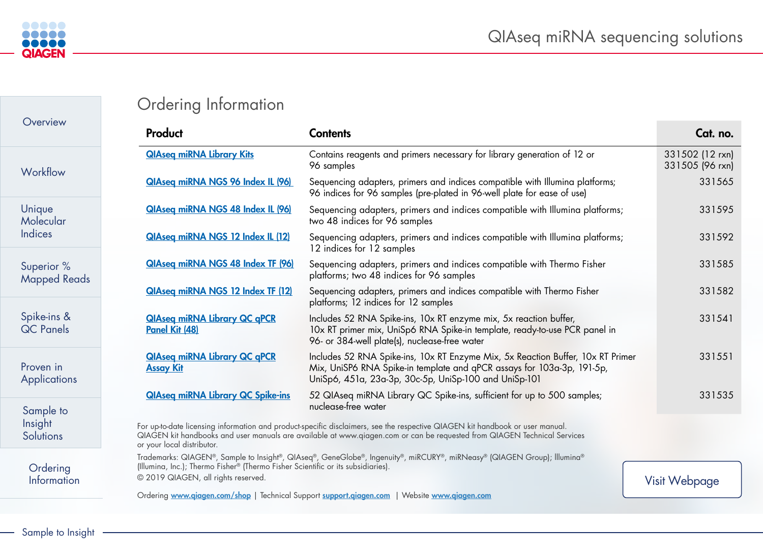# Ordering Information

| Product | Contents | Cat. no. |
|---|---|---|
| QIAseq miRNA Library Kits | Contains reagents and primers necessary for library generation of 12 or 96 samples | 331502 (12 rxn) 331505 (96 rxn) |
| QIAseq miRNA NGS 96 Index IL (96) | Sequencing adapters, primers and indices compatible with Illumina platforms; 96 indices for 96 samples (pre-plated in 96-well plate for ease of use) | 331565 |
| QIAseq miRNA NGS 48 Index IL (96) | Sequencing adapters, primers and indices compatible with Illumina platforms; two 48 indices for 96 samples | 331595 |
| QIAseq miRNA NGS 12 Index IL (12) | Sequencing adapters, primers and indices compatible with Illumina platforms; 12 indices for 12 samples | 331592 |
| QIAseq miRNA NGS 48 Index TF (96) | Sequencing adapters, primers and indices compatible with Thermo Fisher platforms; two 48 indices for 96 samples | 331585 |
| QIAseq miRNA NGS 12 Index TF (12) | Sequencing adapters, primers and indices compatible with Thermo Fisher platforms; 12 indices for 12 samples | 331582 |
| QIAseq miRNA Library QC qPCR Panel Kit (48) | Includes 52 RNA Spike-ins, 10x RT enzyme mix, 5x reaction buffer, 10x RT primer mix, UniSp6 RNA Spike-in template, ready-to-use PCR panel in 96- or 384-well plate(s), nuclease-free water | 331541 |
| QIAseq miRNA Library QC qPCR Assay Kit | Includes 52 RNA Spike-ins, 10x RT Enzyme Mix, 5x Reaction Buffer, 10x RT Primer Mix, UniSP6 RNA Spike-in template and qPCR assays for 103a-3p, 191-5p, UniSp6, 451a, 23a-3p, 30c-5p, UniSp-100 and UniSp-101 | 331551 |
| QIAseq miRNA Library QC Spike-ins | 52 QIAseq miRNA Library QC Spike-ins, sufficient for up to 500 samples; nuclease-free water | 331535 |

For up-to-date licensing information and product-specific disclaimers, see the respective QIAGEN kit handbook or user manual. QIAGEN kit handbooks and user manuals are available at www.qiagen.com or can be requested from QIAGEN Technical Services or your local distributor.

Trademarks: QIAGEN®, Sample to Insight®, QIAseq®, GeneGlobe®, Ingenuity®, miRCURY®, miRNeasy® (QIAGEN Group); Illumina® (Illumina, Inc.); Thermo Fisher® (Thermo Fisher Scientific or its subsidiaries).
© 2019 QIAGEN, all rights reserved.

Ordering www.qiagen.com/shop | Technical Support support.qiagen.com | Website www.qiagen.com

Visit Webpage